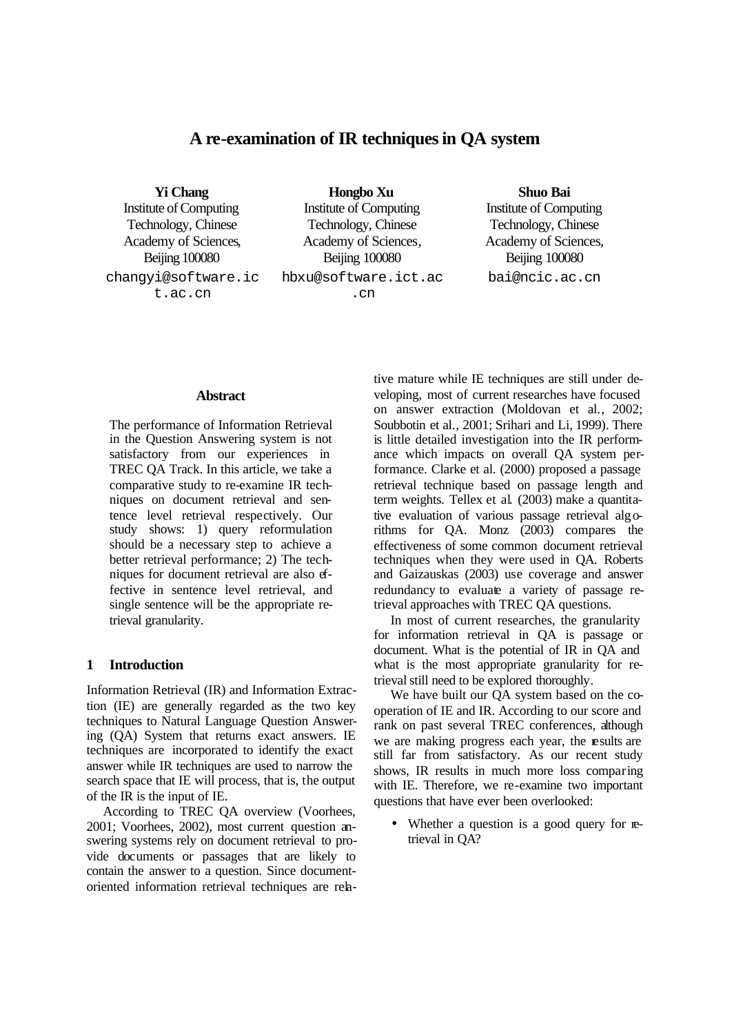# A re-examination of IR techniques in QA system

**Yi Chang**
Institute of Computing Technology, Chinese Academy of Sciences, Beijing 100080
changyi@software.ict.ac.cn

**Hongbo Xu**
Institute of Computing Technology, Chinese Academy of Sciences, Beijing 100080
hbxu@software.ict.ac.cn

**Shuo Bai**
Institute of Computing Technology, Chinese Academy of Sciences, Beijing 100080
bai@ncic.ac.cn

## Abstract

The performance of Information Retrieval in the Question Answering system is not satisfactory from our experiences in TREC QA Track. In this article, we take a comparative study to re-examine IR techniques on document retrieval and sentence level retrieval respectively. Our study shows: 1) query reformulation should be a necessary step to achieve a better retrieval performance; 2) The techniques for document retrieval are also effective in sentence level retrieval, and single sentence will be the appropriate retrieval granularity.

## 1 Introduction

Information Retrieval (IR) and Information Extraction (IE) are generally regarded as the two key techniques to Natural Language Question Answering (QA) System that returns exact answers. IE techniques are incorporated to identify the exact answer while IR techniques are used to narrow the search space that IE will process, that is, the output of the IR is the input of IE.

According to TREC QA overview (Voorhees, 2001; Voorhees, 2002), most current question answering systems rely on document retrieval to provide documents or passages that are likely to contain the answer to a question. Since document-oriented information retrieval techniques are relative mature while IE techniques are still under developing, most of current researches have focused on answer extraction (Moldovan et al., 2002; Soubbotin et al., 2001; Srihari and Li, 1999). There is little detailed investigation into the IR performance which impacts on overall QA system performance. Clarke et al. (2000) proposed a passage retrieval technique based on passage length and term weights. Tellex et al. (2003) make a quantitative evaluation of various passage retrieval algorithms for QA. Monz (2003) compares the effectiveness of some common document retrieval techniques when they were used in QA. Roberts and Gaizauskas (2003) use coverage and answer redundancy to evaluate a variety of passage retrieval approaches with TREC QA questions.

In most of current researches, the granularity for information retrieval in QA is passage or document. What is the potential of IR in QA and what is the most appropriate granularity for retrieval still need to be explored thoroughly.

We have built our QA system based on the cooperation of IE and IR. According to our score and rank on past several TREC conferences, although we are making progress each year, the results are still far from satisfactory. As our recent study shows, IR results in much more loss comparing with IE. Therefore, we re-examine two important questions that have ever been overlooked:

- Whether a question is a good query for retrieval in QA?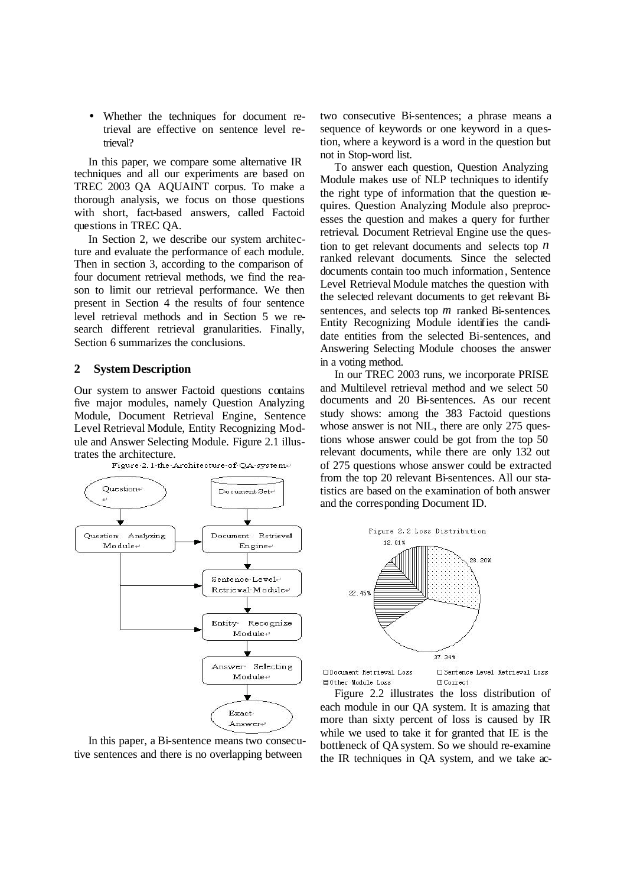- Whether the techniques for document retrieval are effective on sentence level retrieval?

In this paper, we compare some alternative IR techniques and all our experiments are based on TREC 2003 QA AQUAINT corpus. To make a thorough analysis, we focus on those questions with short, fact-based answers, called Factoid questions in TREC QA.

In Section 2, we describe our system architecture and evaluate the performance of each module. Then in section 3, according to the comparison of four document retrieval methods, we find the reason to limit our retrieval performance. We then present in Section 4 the results of four sentence level retrieval methods and in Section 5 we research different retrieval granularities. Finally, Section 6 summarizes the conclusions.

## 2 System Description

Our system to answer Factoid questions contains five major modules, namely Question Analyzing Module, Document Retrieval Engine, Sentence Level Retrieval Module, Entity Recognizing Module and Answer Selecting Module. Figure 2.1 illustrates the architecture.

Figure 2.1 the Architecture of QA system

In this paper, a Bi-sentence means two consecutive sentences and there is no overlapping between two consecutive Bi-sentences; a phrase means a sequence of keywords or one keyword in a question, where a keyword is a word in the question but not in Stop-word list.

To answer each question, Question Analyzing Module makes use of NLP techniques to identify the right type of information that the question requires. Question Analyzing Module also preprocesses the question and makes a query for further retrieval. Document Retrieval Engine use the question to get relevant documents and selects top $n$ ranked relevant documents. Since the selected documents contain too much information, Sentence Level Retrieval Module matches the question with the selected relevant documents to get relevant Bi-sentences, and selects top $m$ ranked Bi-sentences. Entity Recognizing Module identifies the candidate entities from the selected Bi-sentences, and Answering Selecting Module chooses the answer in a voting method.

In our TREC 2003 runs, we incorporate PRISE and Multilevel retrieval method and we select 50 documents and 20 Bi-sentences. As our recent study shows: among the 383 Factoid questions whose answer is not NIL, there are only 275 questions whose answer could be got from the top 50 relevant documents, while there are only 132 out of 275 questions whose answer could be extracted from the top 20 relevant Bi-sentences. All our statistics are based on the examination of both answer and the corresponding Document ID.

Figure 2.2 Loss Distribution

Figure 2.2 illustrates the loss distribution of each module in our QA system. It is amazing that more than sixty percent of loss is caused by IR while we used to take it for granted that IE is the bottleneck of QA system. So we should re-examine the IR techniques in QA system, and we take ac-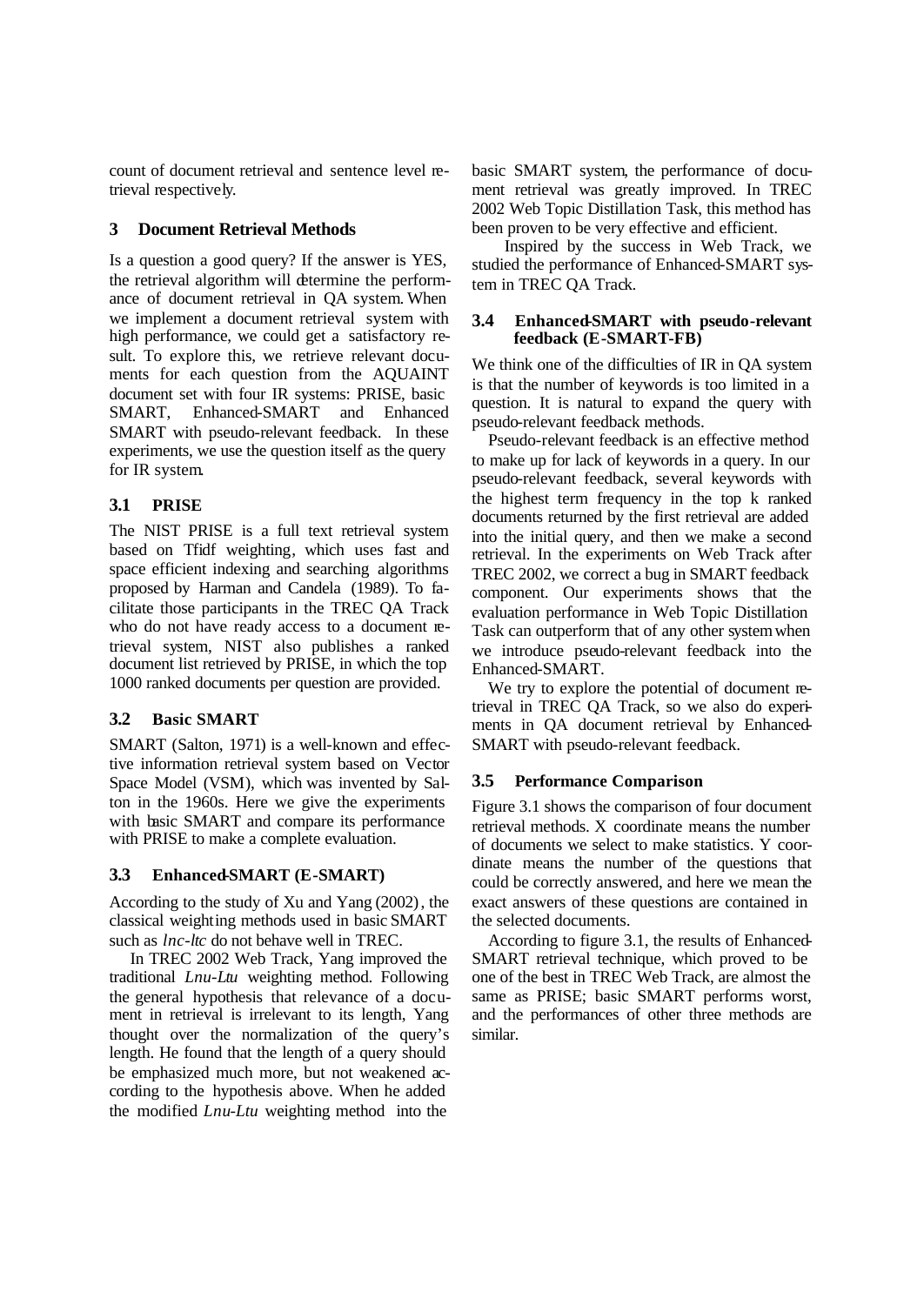count of document retrieval and sentence level retrieval respectively.

## 3 Document Retrieval Methods

Is a question a good query? If the answer is YES, the retrieval algorithm will determine the performance of document retrieval in QA system. When we implement a document retrieval system with high performance, we could get a satisfactory result. To explore this, we retrieve relevant documents for each question from the AQUAINT document set with four IR systems: PRISE, basic SMART, Enhanced-SMART and Enhanced SMART with pseudo-relevant feedback. In these experiments, we use the question itself as the query for IR system.

### 3.1 PRISE

The NIST PRISE is a full text retrieval system based on Tfidf weighting, which uses fast and space efficient indexing and searching algorithms proposed by Harman and Candela (1989). To facilitate those participants in the TREC QA Track who do not have ready access to a document retrieval system, NIST also publishes a ranked document list retrieved by PRISE, in which the top 1000 ranked documents per question are provided.

### 3.2 Basic SMART

SMART (Salton, 1971) is a well-known and effective information retrieval system based on Vector Space Model (VSM), which was invented by Salton in the 1960s. Here we give the experiments with basic SMART and compare its performance with PRISE to make a complete evaluation.

### 3.3 Enhanced-SMART (E-SMART)

According to the study of Xu and Yang (2002), the classical weighting methods used in basic SMART such as *lnc-ltc* do not behave well in TREC.

In TREC 2002 Web Track, Yang improved the traditional *Lnu-Ltu* weighting method. Following the general hypothesis that relevance of a document in retrieval is irrelevant to its length, Yang thought over the normalization of the query's length. He found that the length of a query should be emphasized much more, but not weakened according to the hypothesis above. When he added the modified *Lnu-Ltu* weighting method into the basic SMART system, the performance of document retrieval was greatly improved. In TREC 2002 Web Topic Distillation Task, this method has been proven to be very effective and efficient.

Inspired by the success in Web Track, we studied the performance of Enhanced-SMART system in TREC QA Track.

### 3.4 Enhanced-SMART with pseudo-relevant feedback (E-SMART-FB)

We think one of the difficulties of IR in QA system is that the number of keywords is too limited in a question. It is natural to expand the query with pseudo-relevant feedback methods.

Pseudo-relevant feedback is an effective method to make up for lack of keywords in a query. In our pseudo-relevant feedback, several keywords with the highest term frequency in the top k ranked documents returned by the first retrieval are added into the initial query, and then we make a second retrieval. In the experiments on Web Track after TREC 2002, we correct a bug in SMART feedback component. Our experiments shows that the evaluation performance in Web Topic Distillation Task can outperform that of any other system when we introduce pseudo-relevant feedback into the Enhanced-SMART.

We try to explore the potential of document retrieval in TREC QA Track, so we also do experiments in QA document retrieval by Enhanced-SMART with pseudo-relevant feedback.

### 3.5 Performance Comparison

Figure 3.1 shows the comparison of four document retrieval methods. X coordinate means the number of documents we select to make statistics. Y coordinate means the number of the questions that could be correctly answered, and here we mean the exact answers of these questions are contained in the selected documents.

According to figure 3.1, the results of Enhanced-SMART retrieval technique, which proved to be one of the best in TREC Web Track, are almost the same as PRISE; basic SMART performs worst, and the performances of other three methods are similar.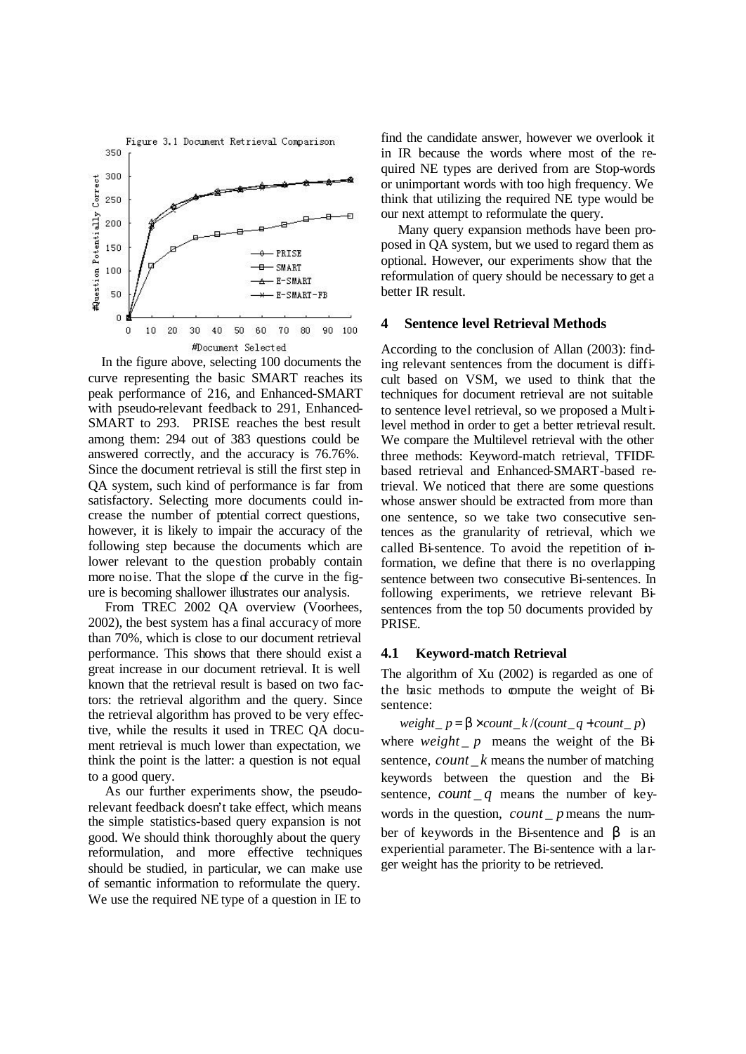Figure 3.1 Document Retrieval Comparison

350
300
250
200
150
100
50
0

0 10 20 30 40 50 60 70 80 90 100

#Question Potentially Correct

#Document Selected

PRISE
SMART
E-SMART
E-SMART-FB

In the figure above, selecting 100 documents the curve representing the basic SMART reaches its peak performance of 216, and Enhanced-SMART with pseudo-relevant feedback to 291, Enhanced-SMART to 293. PRISE reaches the best result among them: 294 out of 383 questions could be answered correctly, and the accuracy is 76.76%. Since the document retrieval is still the first step in QA system, such kind of performance is far from satisfactory. Selecting more documents could increase the number of potential correct questions, however, it is likely to impair the accuracy of the following step because the documents which are lower relevant to the question probably contain more noise. That the slope of the curve in the figure is becoming shallower illustrates our analysis.

From TREC 2002 QA overview (Voorhees, 2002), the best system has a final accuracy of more than 70%, which is close to our document retrieval performance. This shows that there should exist a great increase in our document retrieval. It is well known that the retrieval result is based on two factors: the retrieval algorithm and the query. Since the retrieval algorithm has proved to be very effective, while the results it used in TREC QA document retrieval is much lower than expectation, we think the point is the latter: a question is not equal to a good query.

As our further experiments show, the pseudo-relevant feedback doesn't take effect, which means the simple statistics-based query expansion is not good. We should think thoroughly about the query reformulation, and more effective techniques should be studied, in particular, we can make use of semantic information to reformulate the query. We use the required NE type of a question in IE to find the candidate answer, however we overlook it in IR because the words where most of the required NE types are derived from are Stop-words or unimportant words with too high frequency. We think that utilizing the required NE type would be our next attempt to reformulate the query.

Many query expansion methods have been proposed in QA system, but we used to regard them as optional. However, our experiments show that the reformulation of query should be necessary to get a better IR result.

## 4 Sentence level Retrieval Methods

According to the conclusion of Allan (2003): finding relevant sentences from the document is difficult based on VSM, we used to think that the techniques for document retrieval are not suitable to sentence level retrieval, so we proposed a Multi-level method in order to get a better retrieval result. We compare the Multilevel retrieval with the other three methods: Keyword-match retrieval, TFIDF-based retrieval and Enhanced-SMART-based retrieval. We noticed that there are some questions whose answer should be extracted from more than one sentence, so we take two consecutive sentences as the granularity of retrieval, which we called Bi-sentence. To avoid the repetition of information, we define that there is no overlapping sentence between two consecutive Bi-sentences. In following experiments, we retrieve relevant Bi-sentences from the top 50 documents provided by PRISE.

### 4.1 Keyword-match Retrieval

The algorithm of Xu (2002) is regarded as one of the basic methods to compute the weight of Bi-sentence:

$$weight\_p = \beta \times count\_k / (count\_q + count\_p)$$

where $weight\_p$ means the weight of the Bi-sentence, $count\_k$ means the number of matching keywords between the question and the Bi-sentence, $count\_q$ means the number of keywords in the question, $count\_p$ means the number of keywords in the Bi-sentence and $\beta$ is an experiential parameter. The Bi-sentence with a larger weight has the priority to be retrieved.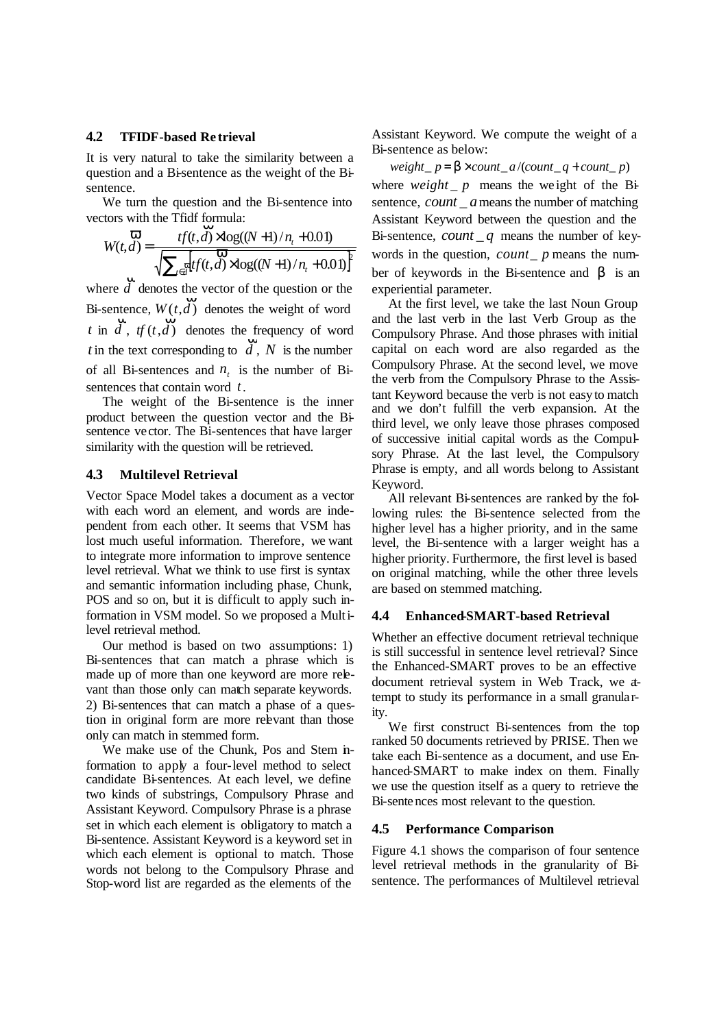### 4.2 TFIDF-based Retrieval

It is very natural to take the similarity between a question and a Bi-sentence as the weight of the Bi-sentence.

We turn the question and the Bi-sentence into vectors with the Tfidf formula:

$$W(t,\vec{d}) = \frac{tf(t,\vec{d}) \times \log((N+1)/n_t + 0.01)}{\sqrt{\sum_{t \in \vec{d}} [tf(t,\vec{d}) \times \log((N+1)/n_t + 0.01)]^2}}$$

where $\vec{d}$ denotes the vector of the question or the Bi-sentence, $W(t,\vec{d})$ denotes the weight of word $t$ in $\vec{d}$, $tf(t,\vec{d})$ denotes the frequency of word $t$ in the text corresponding to $\vec{d}$, $N$ is the number of all Bi-sentences and $n_t$ is the number of Bi-sentences that contain word $t$.

The weight of the Bi-sentence is the inner product between the question vector and the Bi-sentence vector. The Bi-sentences that have larger similarity with the question will be retrieved.

### 4.3 Multilevel Retrieval

Vector Space Model takes a document as a vector with each word an element, and words are independent from each other. It seems that VSM has lost much useful information. Therefore, we want to integrate more information to improve sentence level retrieval. What we think to use first is syntax and semantic information including phase, Chunk, POS and so on, but it is difficult to apply such information in VSM model. So we proposed a Multilevel retrieval method.

Our method is based on two assumptions: 1) Bi-sentences that can match a phrase which is made up of more than one keyword are more relevant than those only can match separate keywords. 2) Bi-sentences that can match a phase of a question in original form are more relevant than those only can match in stemmed form.

We make use of the Chunk, Pos and Stem information to apply a four-level method to select candidate Bi-sentences. At each level, we define two kinds of substrings, Compulsory Phrase and Assistant Keyword. Compulsory Phrase is a phrase set in which each element is obligatory to match a Bi-sentence. Assistant Keyword is a keyword set in which each element is optional to match. Those words not belong to the Compulsory Phrase and Stop-word list are regarded as the elements of the Assistant Keyword. We compute the weight of a Bi-sentence as below:

$$weight\_p = \beta \times count\_a / (count\_q + count\_p)$$

where $weight\_p$ means the weight of the Bi-sentence, $count\_a$ means the number of matching Assistant Keyword between the question and the Bi-sentence, $count\_q$ means the number of keywords in the question, $count\_p$ means the number of keywords in the Bi-sentence and $\beta$ is an experiential parameter.

At the first level, we take the last Noun Group and the last verb in the last Verb Group as the Compulsory Phrase. And those phrases with initial capital on each word are also regarded as the Compulsory Phrase. At the second level, we move the verb from the Compulsory Phrase to the Assistant Keyword because the verb is not easy to match and we don't fulfill the verb expansion. At the third level, we only leave those phrases composed of successive initial capital words as the Compulsory Phrase. At the last level, the Compulsory Phrase is empty, and all words belong to Assistant Keyword.

All relevant Bi-sentences are ranked by the following rules: the Bi-sentence selected from the higher level has a higher priority, and in the same level, the Bi-sentence with a larger weight has a higher priority. Furthermore, the first level is based on original matching, while the other three levels are based on stemmed matching.

### 4.4 Enhanced-SMART-based Retrieval

Whether an effective document retrieval technique is still successful in sentence level retrieval? Since the Enhanced-SMART proves to be an effective document retrieval system in Web Track, we attempt to study its performance in a small granularity.

We first construct Bi-sentences from the top ranked 50 documents retrieved by PRISE. Then we take each Bi-sentence as a document, and use Enhanced-SMART to make index on them. Finally we use the question itself as a query to retrieve the Bi-sentences most relevant to the question.

### 4.5 Performance Comparison

Figure 4.1 shows the comparison of four sentence level retrieval methods in the granularity of Bi-sentence. The performances of Multilevel retrieval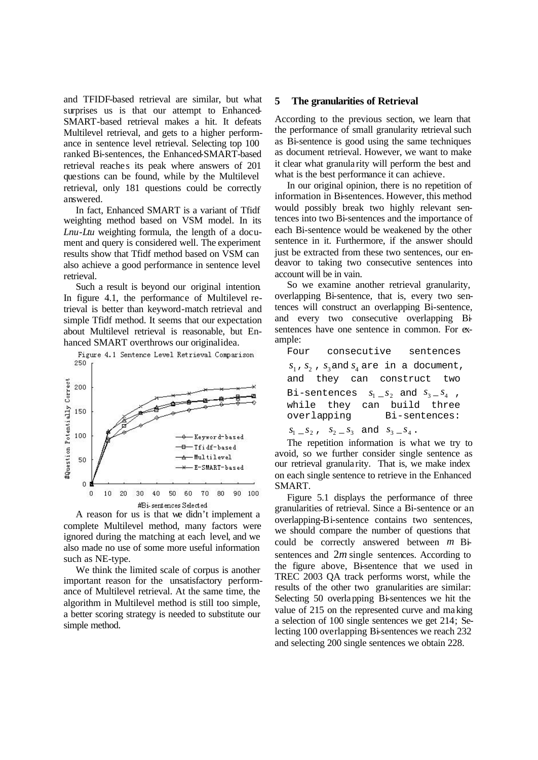and TFIDF-based retrieval are similar, but what surprises us is that our attempt to Enhanced-SMART-based retrieval makes a hit. It defeats Multilevel retrieval, and gets to a higher performance in sentence level retrieval. Selecting top 100 ranked Bi-sentences, the Enhanced-SMART-based retrieval reaches its peak where answers of 201 questions can be found, while by the Multilevel retrieval, only 181 questions could be correctly answered.

In fact, Enhanced SMART is a variant of Tfidf weighting method based on VSM model. In its *Lnu-Ltu* weighting formula, the length of a document and query is considered well. The experiment results show that Tfidf method based on VSM can also achieve a good performance in sentence level retrieval.

Such a result is beyond our original intention. In figure 4.1, the performance of Multilevel retrieval is better than keyword-match retrieval and simple Tfidf method. It seems that our expectation about Multilevel retrieval is reasonable, but Enhanced SMART overthrows our original idea.

Figure 4.1 Sentence Level Retrieval Comparison

#Question Potentially Correct

0
50
100
150
200
250

0 10 20 30 40 50 60 70 80 90 100

#Bi-sentences Selected

Keyword-based
Tfidf-based
Multilevel
E-SMART-based

A reason for us is that we didn't implement a complete Multilevel method, many factors were ignored during the matching at each level, and we also made no use of some more useful information such as NE-type.

We think the limited scale of corpus is another important reason for the unsatisfactory performance of Multilevel retrieval. At the same time, the algorithm in Multilevel method is still too simple, a better scoring strategy is needed to substitute our simple method.

## 5 The granularities of Retrieval

According to the previous section, we learn that the performance of small granularity retrieval such as Bi-sentence is good using the same techniques as document retrieval. However, we want to make it clear what granularity will perform the best and what is the best performance it can achieve.

In our original opinion, there is no repetition of information in Bi-sentences. However, this method would possibly break two highly relevant sentences into two Bi-sentences and the importance of each Bi-sentence would be weakened by the other sentence in it. Furthermore, if the answer should just be extracted from these two sentences, our endeavor to taking two consecutive sentences into account will be in vain.

So we examine another retrieval granularity, overlapping Bi-sentence, that is, every two sentences will construct an overlapping Bi-sentence, and every two consecutive overlapping Bi-sentences have one sentence in common. For example:

Four consecutive sentences $s_1$, $s_2$, $s_3$ and $s_4$ are in a document, and they can construct two Bi-sentences $s_1\_s_2$ and $s_3\_s_4$, while they can build three overlapping Bi-sentences: $s_1\_s_2$, $s_2\_s_3$ and $s_3\_s_4$.

The repetition information is what we try to avoid, so we further consider single sentence as our retrieval granularity. That is, we make index on each single sentence to retrieve in the Enhanced SMART.

Figure 5.1 displays the performance of three granularities of retrieval. Since a Bi-sentence or an overlapping-Bi-sentence contains two sentences, we should compare the number of questions that could be correctly answered between $m$ Bi-sentences and $2m$ single sentences. According to the figure above, Bi-sentence that we used in TREC 2003 QA track performs worst, while the results of the other two granularities are similar: Selecting 50 overlapping Bi-sentences we hit the value of 215 on the represented curve and making a selection of 100 single sentences we get 214; Selecting 100 overlapping Bi-sentences we reach 232 and selecting 200 single sentences we obtain 228.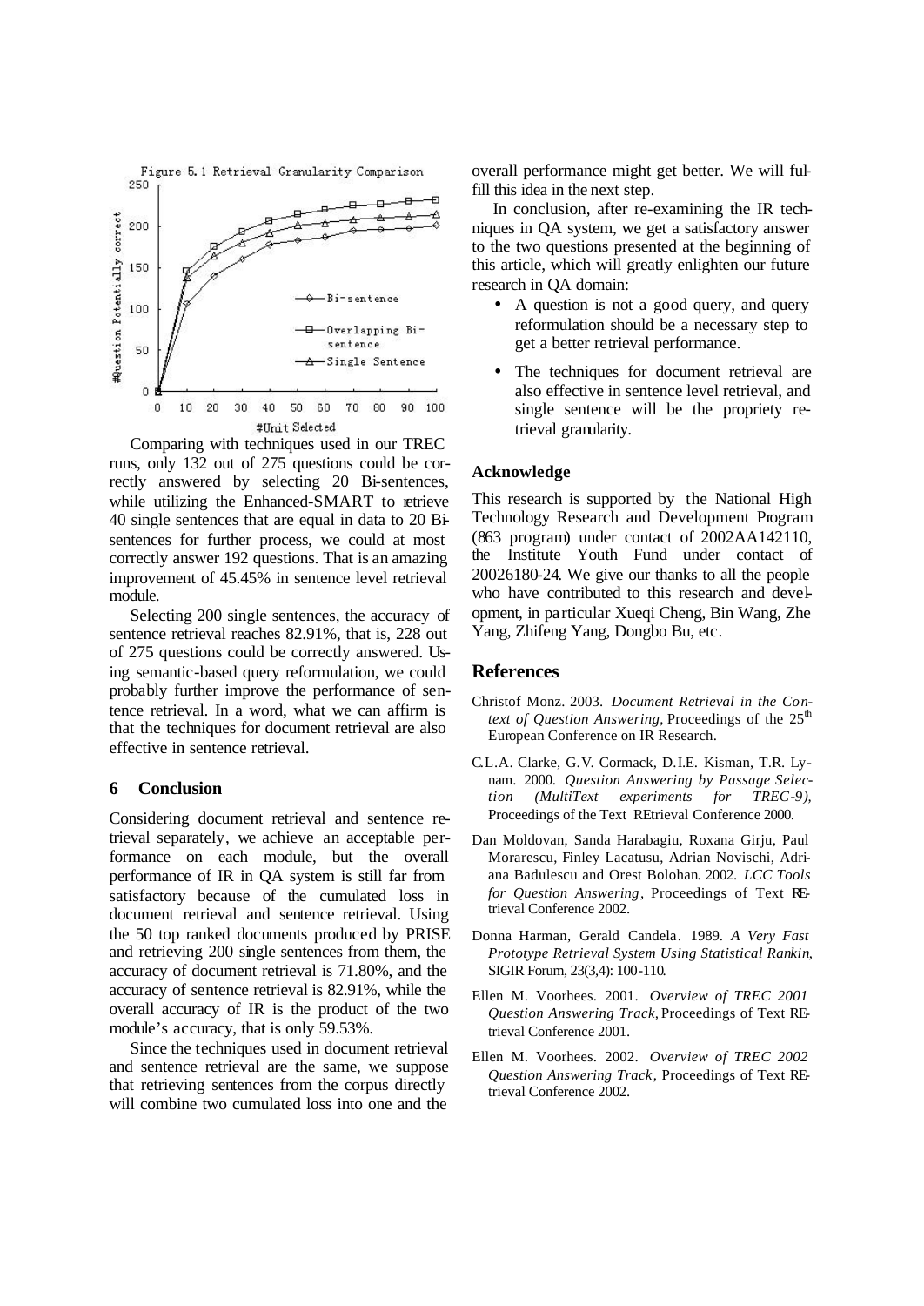Figure 5.1 Retrieval Granularity Comparison

Comparing with techniques used in our TREC runs, only 132 out of 275 questions could be correctly answered by selecting 20 Bi-sentences, while utilizing the Enhanced-SMART to retrieve 40 single sentences that are equal in data to 20 Bi-sentences for further process, we could at most correctly answer 192 questions. That is an amazing improvement of 45.45% in sentence level retrieval module.

Selecting 200 single sentences, the accuracy of sentence retrieval reaches 82.91%, that is, 228 out of 275 questions could be correctly answered. Using semantic-based query reformulation, we could probably further improve the performance of sentence retrieval. In a word, what we can affirm is that the techniques for document retrieval are also effective in sentence retrieval.

## 6 Conclusion

Considering document retrieval and sentence retrieval separately, we achieve an acceptable performance on each module, but the overall performance of IR in QA system is still far from satisfactory because of the cumulated loss in document retrieval and sentence retrieval. Using the 50 top ranked documents produced by PRISE and retrieving 200 single sentences from them, the accuracy of document retrieval is 71.80%, and the accuracy of sentence retrieval is 82.91%, while the overall accuracy of IR is the product of the two module's accuracy, that is only 59.53%.

Since the techniques used in document retrieval and sentence retrieval are the same, we suppose that retrieving sentences from the corpus directly will combine two cumulated loss into one and the overall performance might get better. We will fulfill this idea in the next step.

In conclusion, after re-examining the IR techniques in QA system, we get a satisfactory answer to the two questions presented at the beginning of this article, which will greatly enlighten our future research in QA domain:

- A question is not a good query, and query reformulation should be a necessary step to get a better retrieval performance.
- The techniques for document retrieval are also effective in sentence level retrieval, and single sentence will be the propriety retrieval granularity.

## Acknowledge

This research is supported by the National High Technology Research and Development Program (863 program) under contact of 2002AA142110, the Institute Youth Fund under contact of 20026180-24. We give our thanks to all the people who have contributed to this research and development, in particular Xueqi Cheng, Bin Wang, Zhe Yang, Zhifeng Yang, Dongbo Bu, etc.

## References

Christof Monz. 2003. *Document Retrieval in the Context of Question Answering,* Proceedings of the 25th European Conference on IR Research.

C.L.A. Clarke, G.V. Cormack, D.I.E. Kisman, T.R. Lynam. 2000. *Question Answering by Passage Selection (MultiText experiments for TREC-9),* Proceedings of the Text REtrieval Conference 2000.

Dan Moldovan, Sanda Harabagiu, Roxana Girju, Paul Morarescu, Finley Lacatusu, Adrian Novischi, Adriana Badulescu and Orest Bolohan. 2002. *LCC Tools for Question Answering*, Proceedings of Text REtrieval Conference 2002.

Donna Harman, Gerald Candela. 1989. *A Very Fast Prototype Retrieval System Using Statistical Rankin,* SIGIR Forum, 23(3,4): 100-110.

Ellen M. Voorhees. 2001. *Overview of TREC 2001 Question Answering Track,* Proceedings of Text REtrieval Conference 2001.

Ellen M. Voorhees. 2002. *Overview of TREC 2002 Question Answering Track*, Proceedings of Text REtrieval Conference 2002.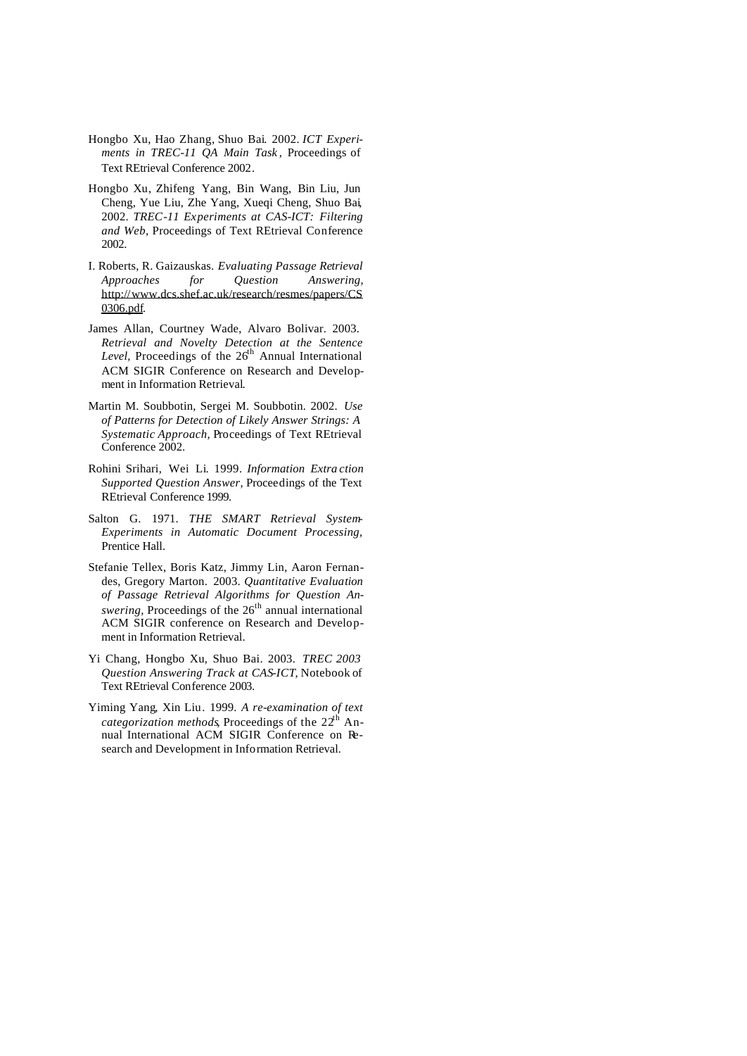Hongbo Xu, Hao Zhang, Shuo Bai. 2002. *ICT Experiments in TREC-11 QA Main Task*, Proceedings of Text REtrieval Conference 2002.

Hongbo Xu, Zhifeng Yang, Bin Wang, Bin Liu, Jun Cheng, Yue Liu, Zhe Yang, Xueqi Cheng, Shuo Bai, 2002. *TREC-11 Experiments at CAS-ICT: Filtering and Web*, Proceedings of Text REtrieval Conference 2002.

I. Roberts, R. Gaizauskas. *Evaluating Passage Retrieval Approaches for Question Answering*, http://www.dcs.shef.ac.uk/research/resmes/papers/CS0306.pdf.

James Allan, Courtney Wade, Alvaro Bolivar. 2003. *Retrieval and Novelty Detection at the Sentence Level*, Proceedings of the 26th Annual International ACM SIGIR Conference on Research and Development in Information Retrieval.

Martin M. Soubbotin, Sergei M. Soubbotin. 2002. *Use of Patterns for Detection of Likely Answer Strings: A Systematic Approach*, Proceedings of Text REtrieval Conference 2002.

Rohini Srihari, Wei Li. 1999. *Information Extraction Supported Question Answer*, Proceedings of the Text REtrieval Conference 1999.

Salton G. 1971. *THE SMART Retrieval System-Experiments in Automatic Document Processing*, Prentice Hall.

Stefanie Tellex, Boris Katz, Jimmy Lin, Aaron Fernandes, Gregory Marton. 2003. *Quantitative Evaluation of Passage Retrieval Algorithms for Question Answering*, Proceedings of the 26th annual international ACM SIGIR conference on Research and Development in Information Retrieval.

Yi Chang, Hongbo Xu, Shuo Bai. 2003. *TREC 2003 Question Answering Track at CAS-ICT*, Notebook of Text REtrieval Conference 2003.

Yiming Yang, Xin Liu. 1999. *A re-examination of text categorization methods*, Proceedings of the 22th Annual International ACM SIGIR Conference on Research and Development in Information Retrieval.